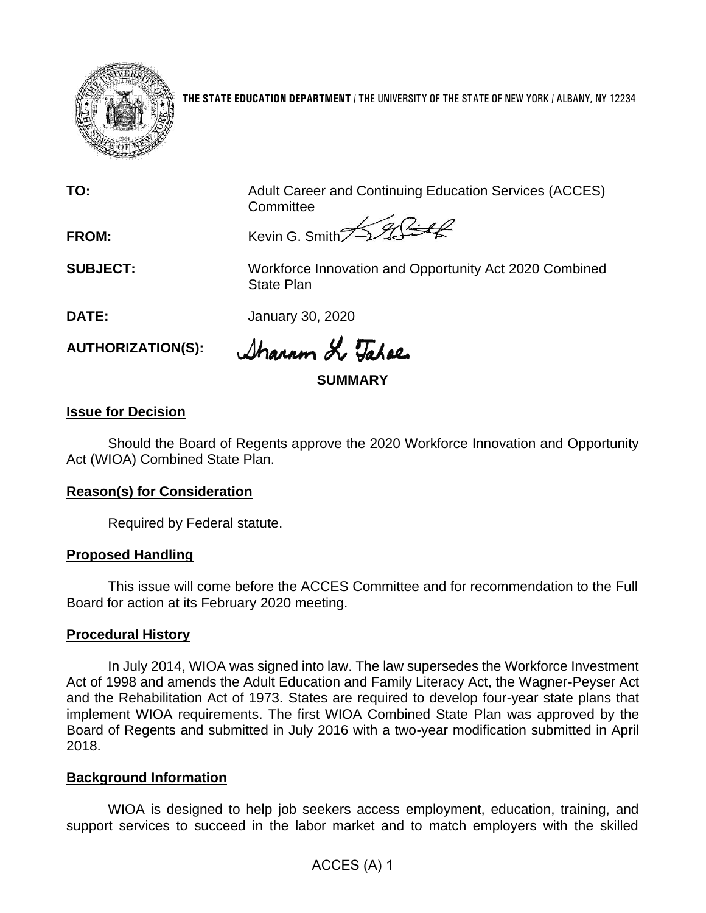**THE STATE EDUCATION DEPARTMENT** / THE UNIVERSITY OF THE STATE OF NEW YORK / ALBANY, NY 12234

| | |
|---|---|
| **TO:** | Adult Career and Continuing Education Services (ACCES) Committee |
| **FROM:** | Kevin G. Smith |
| **SUBJECT:** | Workforce Innovation and Opportunity Act 2020 Combined State Plan |
| **DATE:** | January 30, 2020 |
| **AUTHORIZATION(S):** | |

**SUMMARY**

## Issue for Decision

Should the Board of Regents approve the 2020 Workforce Innovation and Opportunity Act (WIOA) Combined State Plan.

## Reason(s) for Consideration

Required by Federal statute.

## Proposed Handling

This issue will come before the ACCES Committee and for recommendation to the Full Board for action at its February 2020 meeting.

## Procedural History

In July 2014, WIOA was signed into law. The law supersedes the Workforce Investment Act of 1998 and amends the Adult Education and Family Literacy Act, the Wagner-Peyser Act and the Rehabilitation Act of 1973. States are required to develop four-year state plans that implement WIOA requirements. The first WIOA Combined State Plan was approved by the Board of Regents and submitted in July 2016 with a two-year modification submitted in April 2018.

## Background Information

WIOA is designed to help job seekers access employment, education, training, and support services to succeed in the labor market and to match employers with the skilled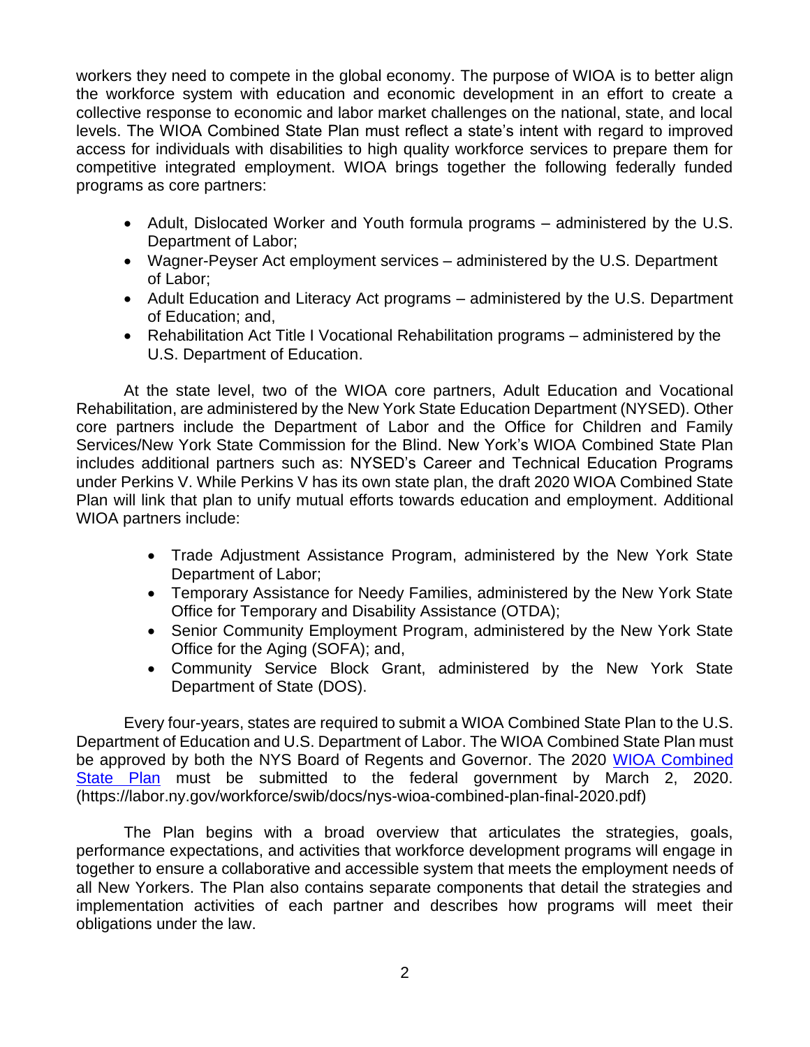workers they need to compete in the global economy. The purpose of WIOA is to better align the workforce system with education and economic development in an effort to create a collective response to economic and labor market challenges on the national, state, and local levels. The WIOA Combined State Plan must reflect a state's intent with regard to improved access for individuals with disabilities to high quality workforce services to prepare them for competitive integrated employment. WIOA brings together the following federally funded programs as core partners:

- Adult, Dislocated Worker and Youth formula programs – administered by the U.S. Department of Labor;
- Wagner-Peyser Act employment services – administered by the U.S. Department of Labor;
- Adult Education and Literacy Act programs – administered by the U.S. Department of Education; and,
- Rehabilitation Act Title I Vocational Rehabilitation programs – administered by the U.S. Department of Education.

At the state level, two of the WIOA core partners, Adult Education and Vocational Rehabilitation, are administered by the New York State Education Department (NYSED). Other core partners include the Department of Labor and the Office for Children and Family Services/New York State Commission for the Blind. New York's WIOA Combined State Plan includes additional partners such as: NYSED's Career and Technical Education Programs under Perkins V. While Perkins V has its own state plan, the draft 2020 WIOA Combined State Plan will link that plan to unify mutual efforts towards education and employment. Additional WIOA partners include:

- Trade Adjustment Assistance Program, administered by the New York State Department of Labor;
- Temporary Assistance for Needy Families, administered by the New York State Office for Temporary and Disability Assistance (OTDA);
- Senior Community Employment Program, administered by the New York State Office for the Aging (SOFA); and,
- Community Service Block Grant, administered by the New York State Department of State (DOS).

Every four-years, states are required to submit a WIOA Combined State Plan to the U.S. Department of Education and U.S. Department of Labor. The WIOA Combined State Plan must be approved by both the NYS Board of Regents and Governor. The 2020 [WIOA Combined State Plan](https://labor.ny.gov/workforce/swib/docs/nys-wioa-combined-plan-final-2020.pdf) must be submitted to the federal government by March 2, 2020. (https://labor.ny.gov/workforce/swib/docs/nys-wioa-combined-plan-final-2020.pdf)

The Plan begins with a broad overview that articulates the strategies, goals, performance expectations, and activities that workforce development programs will engage in together to ensure a collaborative and accessible system that meets the employment needs of all New Yorkers. The Plan also contains separate components that detail the strategies and implementation activities of each partner and describes how programs will meet their obligations under the law.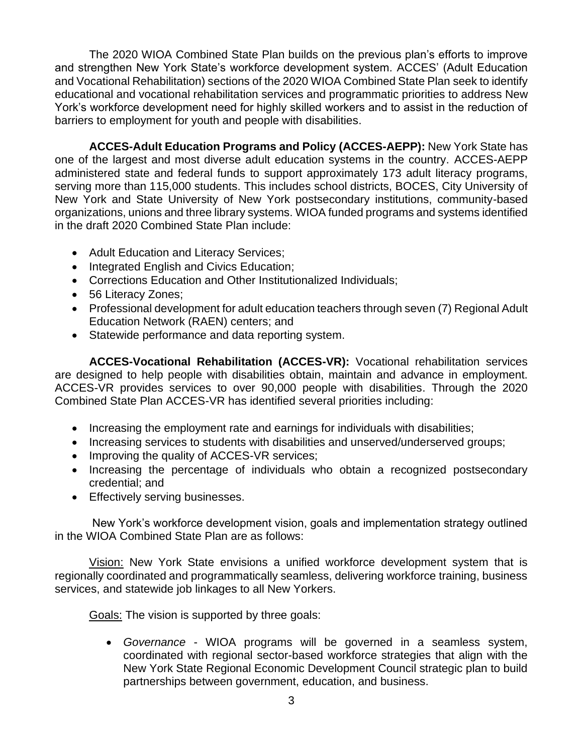The 2020 WIOA Combined State Plan builds on the previous plan's efforts to improve and strengthen New York State's workforce development system. ACCES' (Adult Education and Vocational Rehabilitation) sections of the 2020 WIOA Combined State Plan seek to identify educational and vocational rehabilitation services and programmatic priorities to address New York's workforce development need for highly skilled workers and to assist in the reduction of barriers to employment for youth and people with disabilities.

**ACCES-Adult Education Programs and Policy (ACCES-AEPP):** New York State has one of the largest and most diverse adult education systems in the country. ACCES-AEPP administered state and federal funds to support approximately 173 adult literacy programs, serving more than 115,000 students. This includes school districts, BOCES, City University of New York and State University of New York postsecondary institutions, community-based organizations, unions and three library systems. WIOA funded programs and systems identified in the draft 2020 Combined State Plan include:

- Adult Education and Literacy Services;
- Integrated English and Civics Education;
- Corrections Education and Other Institutionalized Individuals;
- 56 Literacy Zones;
- Professional development for adult education teachers through seven (7) Regional Adult Education Network (RAEN) centers; and
- Statewide performance and data reporting system.

**ACCES-Vocational Rehabilitation (ACCES-VR):** Vocational rehabilitation services are designed to help people with disabilities obtain, maintain and advance in employment. ACCES-VR provides services to over 90,000 people with disabilities. Through the 2020 Combined State Plan ACCES-VR has identified several priorities including:

- Increasing the employment rate and earnings for individuals with disabilities;
- Increasing services to students with disabilities and unserved/underserved groups;
- Improving the quality of ACCES-VR services;
- Increasing the percentage of individuals who obtain a recognized postsecondary credential; and
- Effectively serving businesses.

New York's workforce development vision, goals and implementation strategy outlined in the WIOA Combined State Plan are as follows:

Vision: New York State envisions a unified workforce development system that is regionally coordinated and programmatically seamless, delivering workforce training, business services, and statewide job linkages to all New Yorkers.

Goals: The vision is supported by three goals:

- *Governance* - WIOA programs will be governed in a seamless system, coordinated with regional sector-based workforce strategies that align with the New York State Regional Economic Development Council strategic plan to build partnerships between government, education, and business.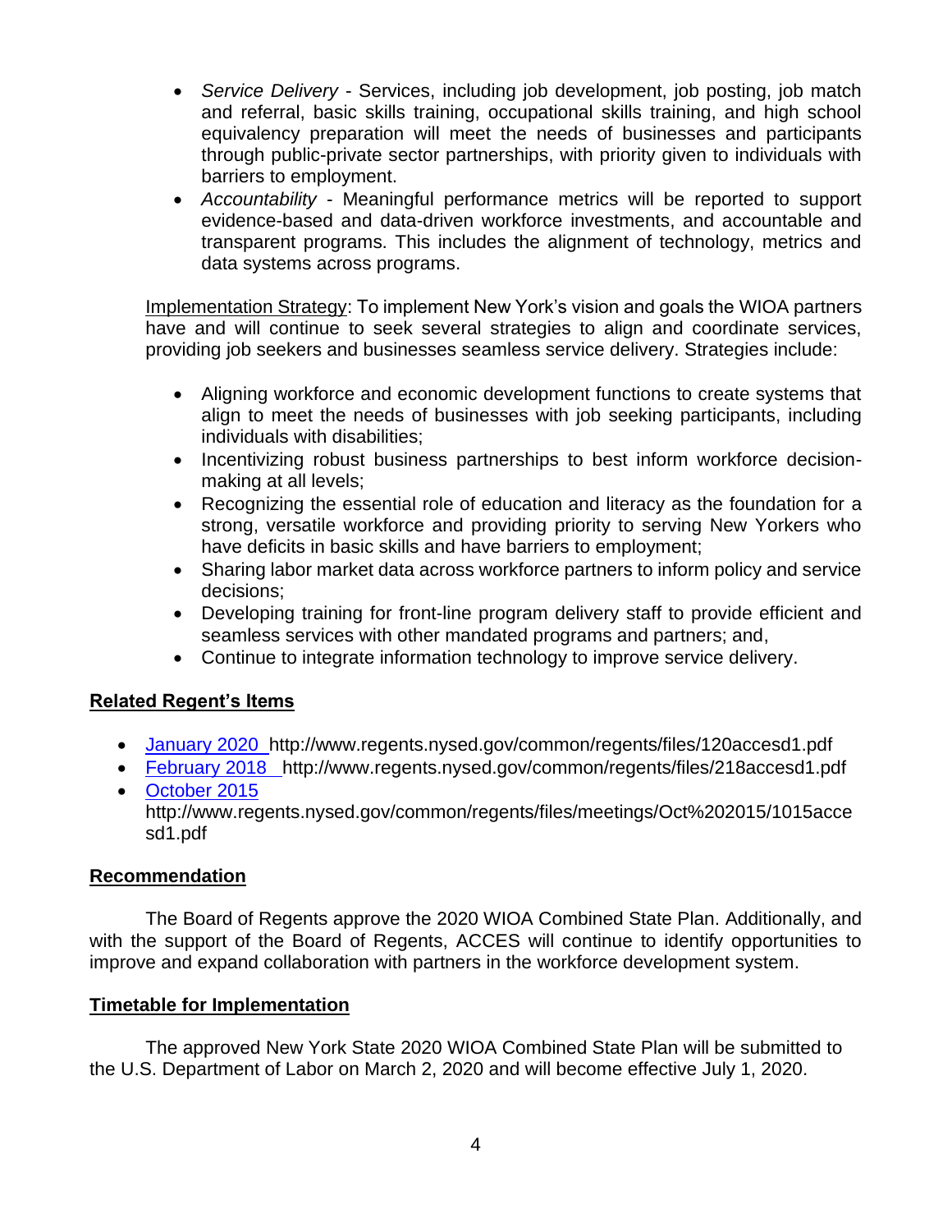- *Service Delivery* - Services, including job development, job posting, job match and referral, basic skills training, occupational skills training, and high school equivalency preparation will meet the needs of businesses and participants through public-private sector partnerships, with priority given to individuals with barriers to employment.
- *Accountability* - Meaningful performance metrics will be reported to support evidence-based and data-driven workforce investments, and accountable and transparent programs. This includes the alignment of technology, metrics and data systems across programs.

Implementation Strategy: To implement New York's vision and goals the WIOA partners have and will continue to seek several strategies to align and coordinate services, providing job seekers and businesses seamless service delivery. Strategies include:

- Aligning workforce and economic development functions to create systems that align to meet the needs of businesses with job seeking participants, including individuals with disabilities;
- Incentivizing robust business partnerships to best inform workforce decision-making at all levels;
- Recognizing the essential role of education and literacy as the foundation for a strong, versatile workforce and providing priority to serving New Yorkers who have deficits in basic skills and have barriers to employment;
- Sharing labor market data across workforce partners to inform policy and service decisions;
- Developing training for front-line program delivery staff to provide efficient and seamless services with other mandated programs and partners; and,
- Continue to integrate information technology to improve service delivery.

## Related Regent's Items

- January 2020 http://www.regents.nysed.gov/common/regents/files/120accesd1.pdf
- February 2018 http://www.regents.nysed.gov/common/regents/files/218accesd1.pdf
- October 2015 http://www.regents.nysed.gov/common/regents/files/meetings/Oct%202015/1015accesd1.pdf

## Recommendation

The Board of Regents approve the 2020 WIOA Combined State Plan. Additionally, and with the support of the Board of Regents, ACCES will continue to identify opportunities to improve and expand collaboration with partners in the workforce development system.

## Timetable for Implementation

The approved New York State 2020 WIOA Combined State Plan will be submitted to the U.S. Department of Labor on March 2, 2020 and will become effective July 1, 2020.